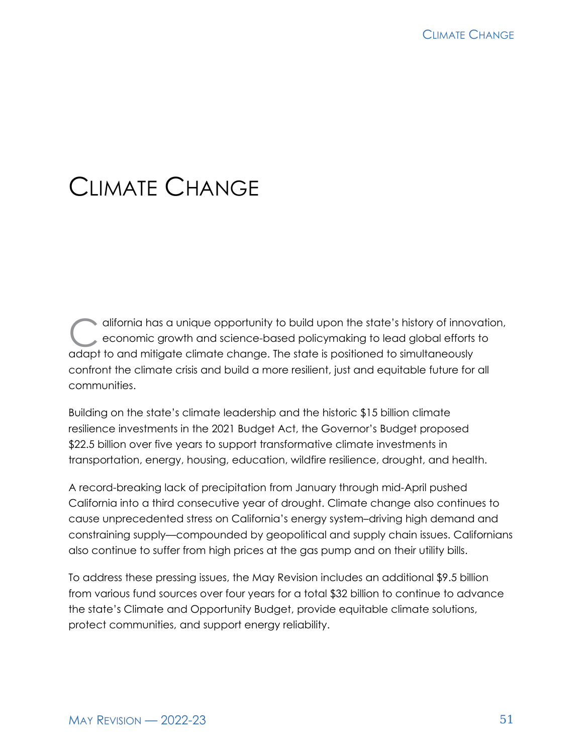# Climate Change

California has a unique opportunity to build upon the state's history of innovation, economic growth and science-based policymaking to lead global efforts to adapt to and mitigate climate change. The state is positioned to simultaneously confront the climate crisis and build a more resilient, just and equitable future for all communities.

Building on the state's climate leadership and the historic $15 billion climate resilience investments in the 2021 Budget Act, the Governor's Budget proposed $22.5 billion over five years to support transformative climate investments in transportation, energy, housing, education, wildfire resilience, drought, and health.

A record-breaking lack of precipitation from January through mid-April pushed California into a third consecutive year of drought. Climate change also continues to cause unprecedented stress on California's energy system–driving high demand and constraining supply—compounded by geopolitical and supply chain issues. Californians also continue to suffer from high prices at the gas pump and on their utility bills.

To address these pressing issues, the May Revision includes an additional $9.5 billion from various fund sources over four years for a total $32 billion to continue to advance the state's Climate and Opportunity Budget, provide equitable climate solutions, protect communities, and support energy reliability.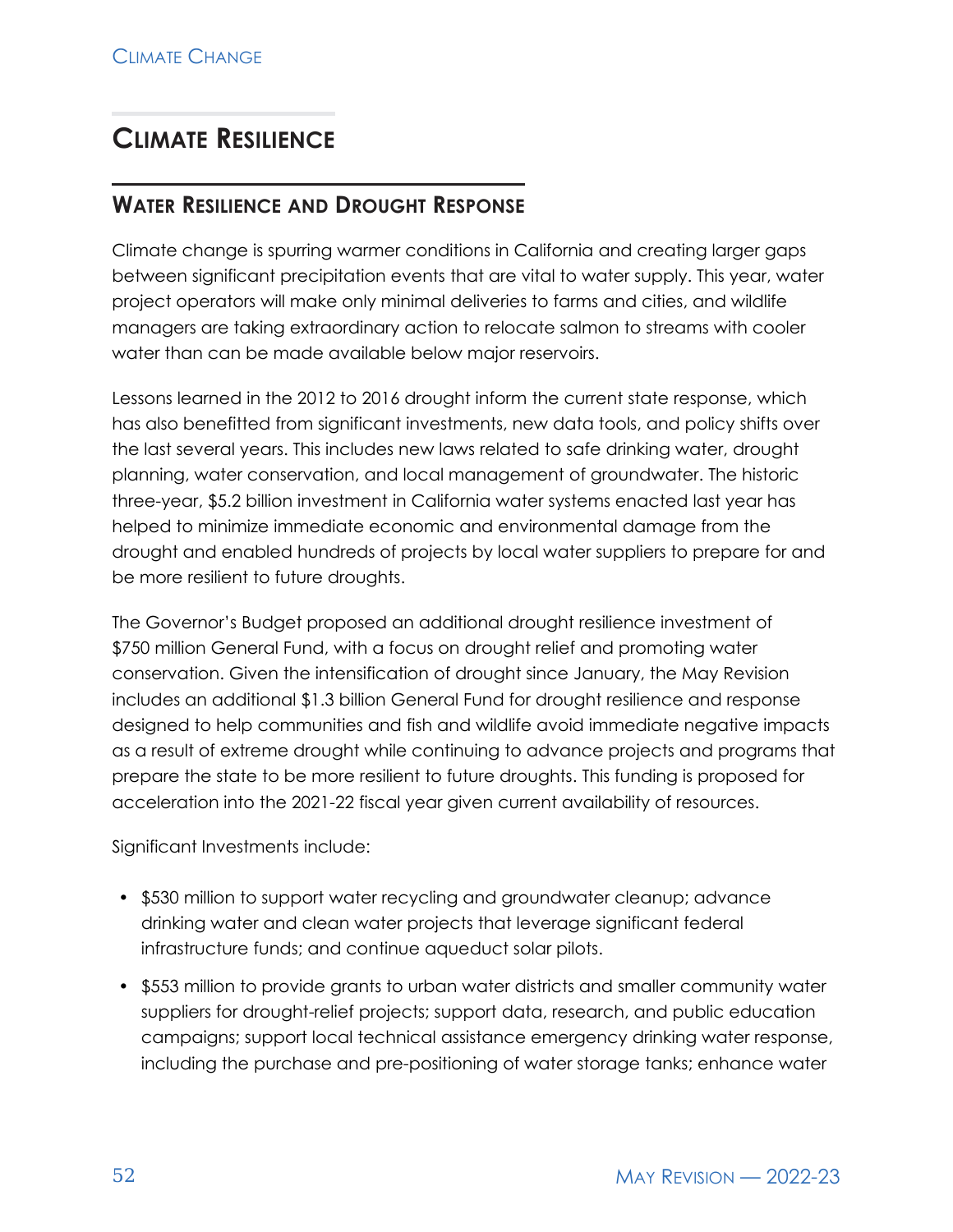## CLIMATE RESILIENCE

### WATER RESILIENCE AND DROUGHT RESPONSE

Climate change is spurring warmer conditions in California and creating larger gaps between significant precipitation events that are vital to water supply. This year, water project operators will make only minimal deliveries to farms and cities, and wildlife managers are taking extraordinary action to relocate salmon to streams with cooler water than can be made available below major reservoirs.

Lessons learned in the 2012 to 2016 drought inform the current state response, which has also benefitted from significant investments, new data tools, and policy shifts over the last several years. This includes new laws related to safe drinking water, drought planning, water conservation, and local management of groundwater. The historic three-year, $5.2 billion investment in California water systems enacted last year has helped to minimize immediate economic and environmental damage from the drought and enabled hundreds of projects by local water suppliers to prepare for and be more resilient to future droughts.

The Governor's Budget proposed an additional drought resilience investment of $750 million General Fund, with a focus on drought relief and promoting water conservation. Given the intensification of drought since January, the May Revision includes an additional $1.3 billion General Fund for drought resilience and response designed to help communities and fish and wildlife avoid immediate negative impacts as a result of extreme drought while continuing to advance projects and programs that prepare the state to be more resilient to future droughts. This funding is proposed for acceleration into the 2021-22 fiscal year given current availability of resources.

Significant Investments include:

- $530 million to support water recycling and groundwater cleanup; advance drinking water and clean water projects that leverage significant federal infrastructure funds; and continue aqueduct solar pilots.
- $553 million to provide grants to urban water districts and smaller community water suppliers for drought-relief projects; support data, research, and public education campaigns; support local technical assistance emergency drinking water response, including the purchase and pre-positioning of water storage tanks; enhance water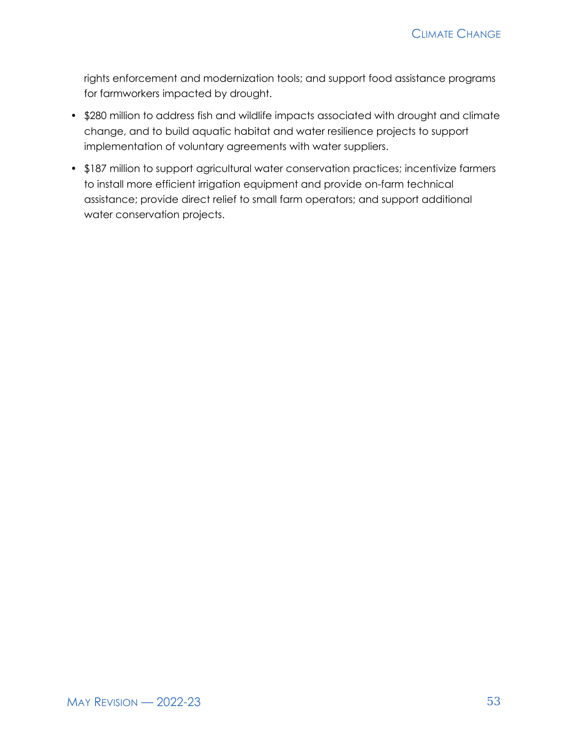rights enforcement and modernization tools; and support food assistance programs for farmworkers impacted by drought.

- $280 million to address fish and wildlife impacts associated with drought and climate change, and to build aquatic habitat and water resilience projects to support implementation of voluntary agreements with water suppliers.
- $187 million to support agricultural water conservation practices; incentivize farmers to install more efficient irrigation equipment and provide on-farm technical assistance; provide direct relief to small farm operators; and support additional water conservation projects.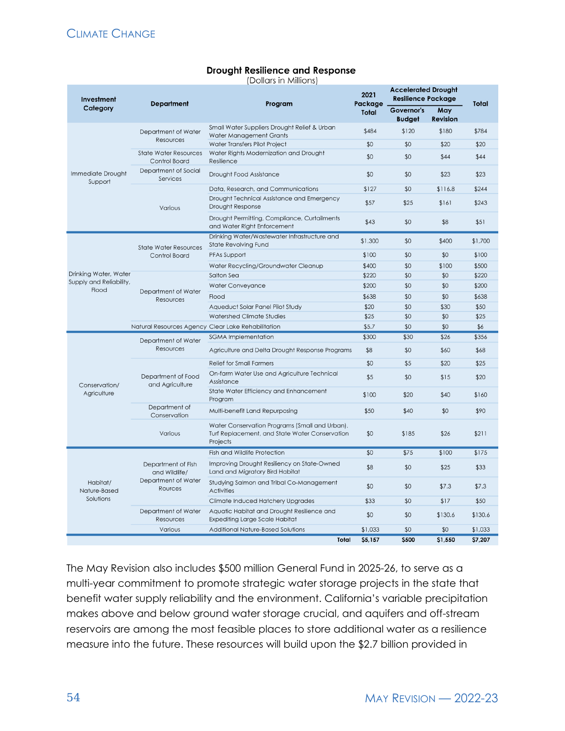**Drought Resilience and Response**
(Dollars in Millions)

| Investment Category | Department | Program | 2021 Package Total | Accelerated Drought Resilience Package | | Total |
|---|---|---|---|---|---|---|
| | | | | Governor's Budget | May Revision | |
| Immediate Drought Support | Department of Water Resources | Small Water Suppliers Drought Relief & Urban Water Management Grants | $484 | $120 | $180 | $784 |
| | | Water Transfers Pilot Project | $0 | $0 | $20 | $20 |
| | State Water Resources Control Board | Water Rights Modernization and Drought Resilience | $0 | $0 | $44 | $44 |
| | Department of Social Services | Drought Food Assistance | $0 | $0 | $23 | $23 |
| | Various | Data, Research, and Communications | $127 | $0 | $116.8 | $244 |
| | | Drought Technical Assistance and Emergency Drought Response | $57 | $25 | $161 | $243 |
| | | Drought Permitting, Compliance, Curtailments and Water Right Enforcement | $43 | $0 | $8 | $51 |
| Drinking Water, Water Supply and Reliability, Flood | State Water Resources Control Board | Drinking Water/Wastewater Infrastructure and State Revolving Fund | $1,300 | $0 | $400 | $1,700 |
| | | PFAs Support | $100 | $0 | $0 | $100 |
| | | Water Recycling/Groundwater Cleanup | $400 | $0 | $100 | $500 |
| | Department of Water Resources | Salton Sea | $220 | $0 | $0 | $220 |
| | | Water Conveyance | $200 | $0 | $0 | $200 |
| | | Flood | $638 | $0 | $0 | $638 |
| | | Aqueduct Solar Panel Pilot Study | $20 | $0 | $30 | $50 |
| | | Watershed Climate Studies | $25 | $0 | $0 | $25 |
| | Natural Resources Agency | Clear Lake Rehabilitation | $5.7 | $0 | $0 | $6 |
| Conservation/ Agriculture | Department of Water Resources | SGMA Implementation | $300 | $30 | $26 | $356 |
| | | Agriculture and Delta Drought Response Programs | $8 | $0 | $60 | $68 |
| | Department of Food and Agriculture | Relief for Small Farmers | $0 | $5 | $20 | $25 |
| | | On-farm Water Use and Agriculture Technical Assistance | $5 | $0 | $15 | $20 |
| | | State Water Efficiency and Enhancement Program | $100 | $20 | $40 | $160 |
| | Department of Conservation | Multi-benefit Land Repurposing | $50 | $40 | $0 | $90 |
| | Various | Water Conservation Programs (Small and Urban), Turf Replacement, and State Water Conservation Projects | $0 | $185 | $26 | $211 |
| Habitat/ Nature-Based Solutions | Department of Fish and Wildlife/ Department of Water Rources | Fish and Wildlife Protection | $0 | $75 | $100 | $175 |
| | | Improving Drought Resiliency on State-Owned Land and Migratory Bird Habitat | $8 | $0 | $25 | $33 |
| | | Studying Salmon and Tribal Co-Management Activities | $0 | $0 | $7.3 | $7.3 |
| | | Climate Induced Hatchery Upgrades | $33 | $0 | $17 | $50 |
| | Department of Water Resources | Aquatic Habitat and Drought Resilience and Expediting Large Scale Habitat | $0 | $0 | $130.6 | $130.6 |
| | Various | Additional Nature-Based Solutions | $1,033 | $0 | $0 | $1,033 |
| | | **Total** | **$5,157** | **$500** | **$1,550** | **$7,207** |

The May Revision also includes $500 million General Fund in 2025-26, to serve as a multi-year commitment to promote strategic water storage projects in the state that benefit water supply reliability and the environment. California's variable precipitation makes above and below ground water storage crucial, and aquifers and off-stream reservoirs are among the most feasible places to store additional water as a resilience measure into the future. These resources will build upon the $2.7 billion provided in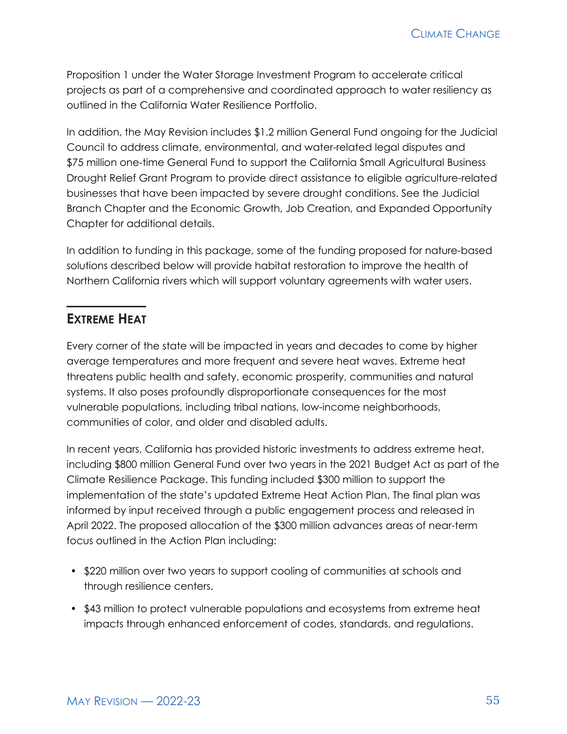Proposition 1 under the Water Storage Investment Program to accelerate critical projects as part of a comprehensive and coordinated approach to water resiliency as outlined in the California Water Resilience Portfolio.

In addition, the May Revision includes $1.2 million General Fund ongoing for the Judicial Council to address climate, environmental, and water-related legal disputes and $75 million one-time General Fund to support the California Small Agricultural Business Drought Relief Grant Program to provide direct assistance to eligible agriculture-related businesses that have been impacted by severe drought conditions. See the Judicial Branch Chapter and the Economic Growth, Job Creation, and Expanded Opportunity Chapter for additional details.

In addition to funding in this package, some of the funding proposed for nature-based solutions described below will provide habitat restoration to improve the health of Northern California rivers which will support voluntary agreements with water users.

## Extreme Heat

Every corner of the state will be impacted in years and decades to come by higher average temperatures and more frequent and severe heat waves. Extreme heat threatens public health and safety, economic prosperity, communities and natural systems. It also poses profoundly disproportionate consequences for the most vulnerable populations, including tribal nations, low-income neighborhoods, communities of color, and older and disabled adults.

In recent years, California has provided historic investments to address extreme heat, including $800 million General Fund over two years in the 2021 Budget Act as part of the Climate Resilience Package. This funding included $300 million to support the implementation of the state's updated Extreme Heat Action Plan. The final plan was informed by input received through a public engagement process and released in April 2022. The proposed allocation of the $300 million advances areas of near-term focus outlined in the Action Plan including:

- $220 million over two years to support cooling of communities at schools and through resilience centers.
- $43 million to protect vulnerable populations and ecosystems from extreme heat impacts through enhanced enforcement of codes, standards, and regulations.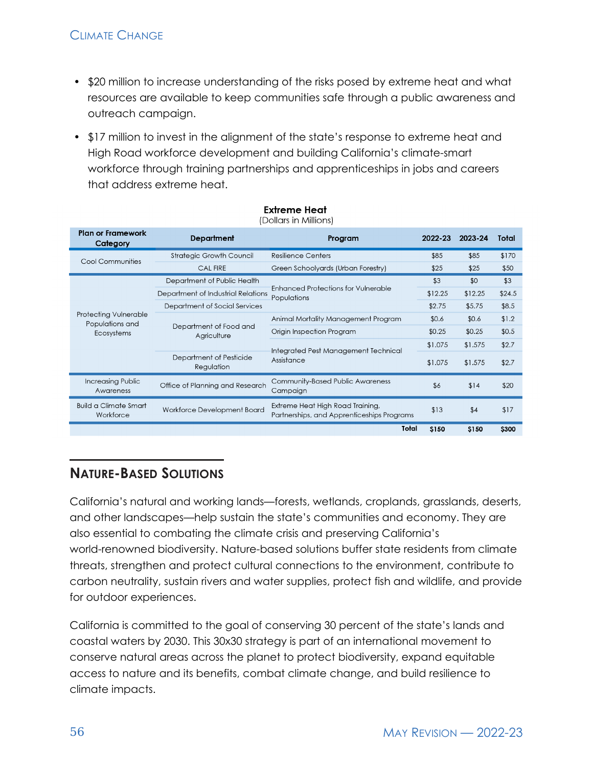- $20 million to increase understanding of the risks posed by extreme heat and what resources are available to keep communities safe through a public awareness and outreach campaign.
- $17 million to invest in the alignment of the state's response to extreme heat and High Road workforce development and building California's climate-smart workforce through training partnerships and apprenticeships in jobs and careers that address extreme heat.

**Extreme Heat**
(Dollars in Millions)

| Plan or Framework Category | Department | Program | 2022-23 | 2023-24 | Total |
|---|---|---|---|---|---|
| Cool Communities | Strategic Growth Council | Resilience Centers | $85 | $85 | $170 |
| | CAL FIRE | Green Schoolyards (Urban Forestry) | $25 | $25 | $50 |
| Protecting Vulnerable Populations and Ecosystems | Department of Public Health | Enhanced Protections for Vulnerable Populations | $3 | $0 | $3 |
| | Department of Industrial Relations | | $12.25 | $12.25 | $24.5 |
| | Department of Social Services | | $2.75 | $5.75 | $8.5 |
| | Department of Food and Agriculture | Animal Mortality Management Program | $0.6 | $0.6 | $1.2 |
| | | Origin Inspection Program | $0.25 | $0.25 | $0.5 |
| | | Integrated Pest Management Technical Assistance | $1.075 | $1.575 | $2.7 |
| | Department of Pesticide Regulation | | $1.075 | $1.575 | $2.7 |
| Increasing Public Awareness | Office of Planning and Research | Community-Based Public Awareness Campaign | $6 | $14 | $20 |
| Build a Climate Smart Workforce | Workforce Development Board | Extreme Heat High Road Training, Partnerships, and Apprenticeships Programs | $13 | $4 | $17 |
| | | **Total** | **$150** | **$150** | **$300** |

## Nature-Based Solutions

California's natural and working lands—forests, wetlands, croplands, grasslands, deserts, and other landscapes—help sustain the state's communities and economy. They are also essential to combating the climate crisis and preserving California's world-renowned biodiversity. Nature-based solutions buffer state residents from climate threats, strengthen and protect cultural connections to the environment, contribute to carbon neutrality, sustain rivers and water supplies, protect fish and wildlife, and provide for outdoor experiences.

California is committed to the goal of conserving 30 percent of the state's lands and coastal waters by 2030. This 30x30 strategy is part of an international movement to conserve natural areas across the planet to protect biodiversity, expand equitable access to nature and its benefits, combat climate change, and build resilience to climate impacts.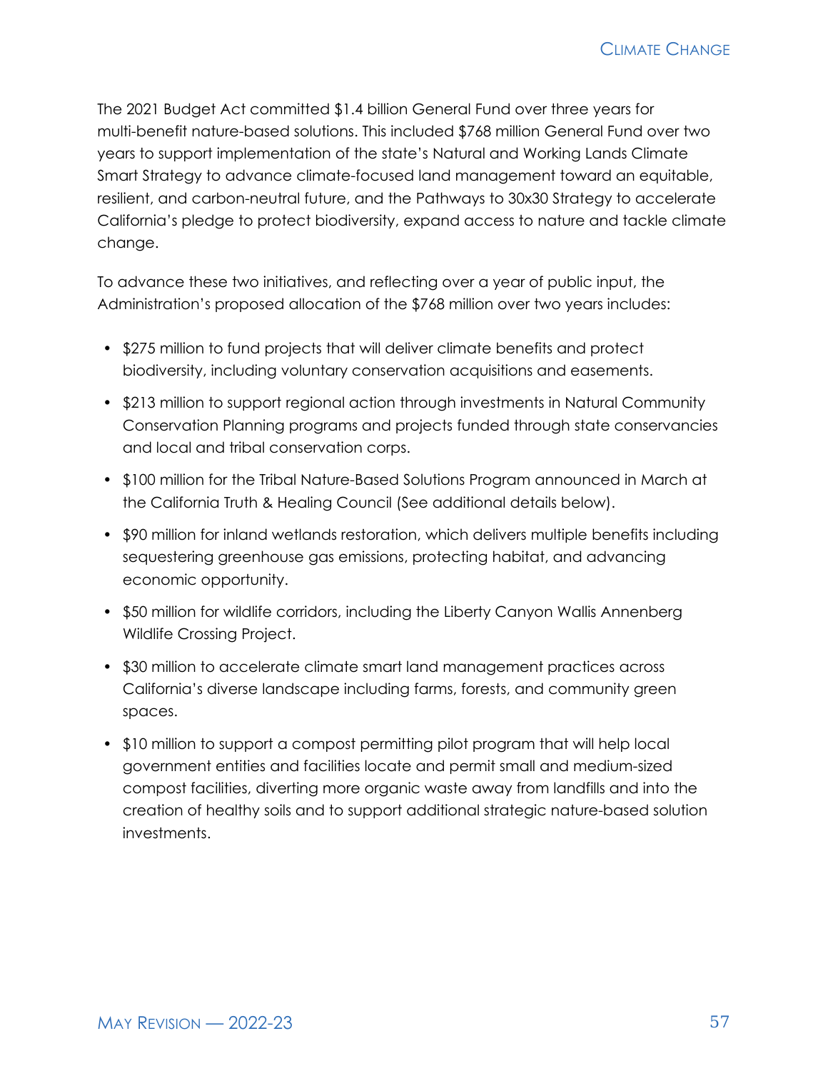The 2021 Budget Act committed $1.4 billion General Fund over three years for multi-benefit nature-based solutions. This included $768 million General Fund over two years to support implementation of the state's Natural and Working Lands Climate Smart Strategy to advance climate-focused land management toward an equitable, resilient, and carbon-neutral future, and the Pathways to 30x30 Strategy to accelerate California's pledge to protect biodiversity, expand access to nature and tackle climate change.

To advance these two initiatives, and reflecting over a year of public input, the Administration's proposed allocation of the $768 million over two years includes:

- $275 million to fund projects that will deliver climate benefits and protect biodiversity, including voluntary conservation acquisitions and easements.
- $213 million to support regional action through investments in Natural Community Conservation Planning programs and projects funded through state conservancies and local and tribal conservation corps.
- $100 million for the Tribal Nature-Based Solutions Program announced in March at the California Truth & Healing Council (See additional details below).
- $90 million for inland wetlands restoration, which delivers multiple benefits including sequestering greenhouse gas emissions, protecting habitat, and advancing economic opportunity.
- $50 million for wildlife corridors, including the Liberty Canyon Wallis Annenberg Wildlife Crossing Project.
- $30 million to accelerate climate smart land management practices across California's diverse landscape including farms, forests, and community green spaces.
- $10 million to support a compost permitting pilot program that will help local government entities and facilities locate and permit small and medium-sized compost facilities, diverting more organic waste away from landfills and into the creation of healthy soils and to support additional strategic nature-based solution investments.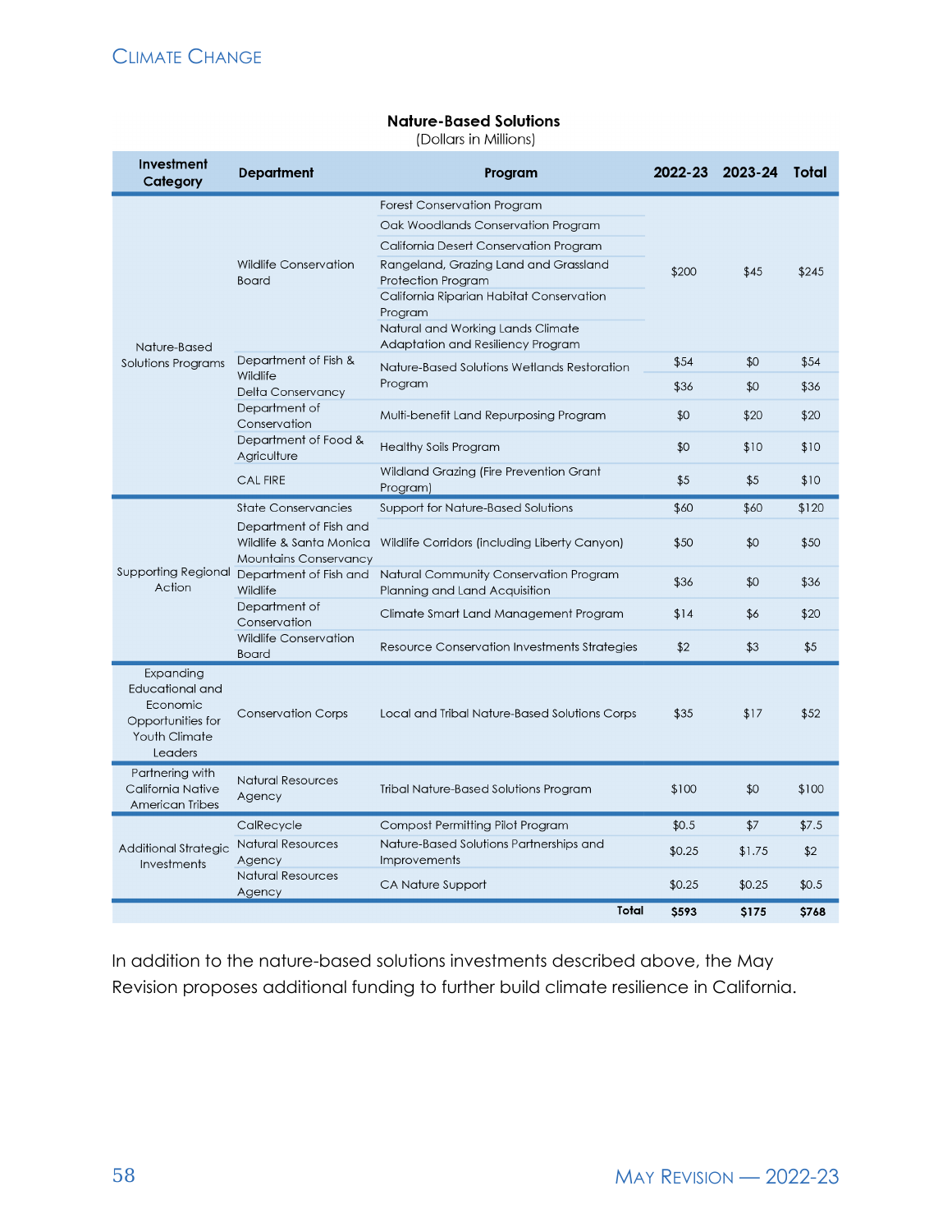**Nature-Based Solutions**
(Dollars in Millions)

| Investment Category | Department | Program | 2022-23 | 2023-24 | Total |
|---|---|---|---|---|---|
| Nature-Based Solutions Programs | Wildlife Conservation Board | Forest Conservation Program; Oak Woodlands Conservation Program; California Desert Conservation Program; Rangeland, Grazing Land and Grassland Protection Program; California Riparian Habitat Conservation Program; Natural and Working Lands Climate Adaptation and Resiliency Program | $200 | $45 | $245 |
| | Department of Fish & Wildlife | Nature-Based Solutions Wetlands Restoration Program | $54 | $0 | $54 |
| | Delta Conservancy | Nature-Based Solutions Wetlands Restoration Program | $36 | $0 | $36 |
| | Department of Conservation | Multi-benefit Land Repurposing Program | $0 | $20 | $20 |
| | Department of Food & Agriculture | Healthy Soils Program | $0 | $10 | $10 |
| | CAL FIRE | Wildland Grazing (Fire Prevention Grant Program) | $5 | $5 | $10 |
| Supporting Regional Action | State Conservancies | Support for Nature-Based Solutions | $60 | $60 | $120 |
| | Department of Fish and Wildlife & Santa Monica Mountains Conservancy | Wildlife Corridors (including Liberty Canyon) | $50 | $0 | $50 |
| | Department of Fish and Wildlife | Natural Community Conservation Program Planning and Land Acquisition | $36 | $0 | $36 |
| | Department of Conservation | Climate Smart Land Management Program | $14 | $6 | $20 |
| | Wildlife Conservation Board | Resource Conservation Investments Strategies | $2 | $3 | $5 |
| Expanding Educational and Economic Opportunities for Youth Climate Leaders | Conservation Corps | Local and Tribal Nature-Based Solutions Corps | $35 | $17 | $52 |
| Partnering with California Native American Tribes | Natural Resources Agency | Tribal Nature-Based Solutions Program | $100 | $0 | $100 |
| Additional Strategic Investments | CalRecycle | Compost Permitting Pilot Program | $0.5 | $7 | $7.5 |
| | Natural Resources Agency | Nature-Based Solutions Partnerships and Improvements | $0.25 | $1.75 | $2 |
| | Natural Resources Agency | CA Nature Support | $0.25 | $0.25 | $0.5 |
| | | **Total** | **$593** | **$175** | **$768** |

In addition to the nature-based solutions investments described above, the May Revision proposes additional funding to further build climate resilience in California.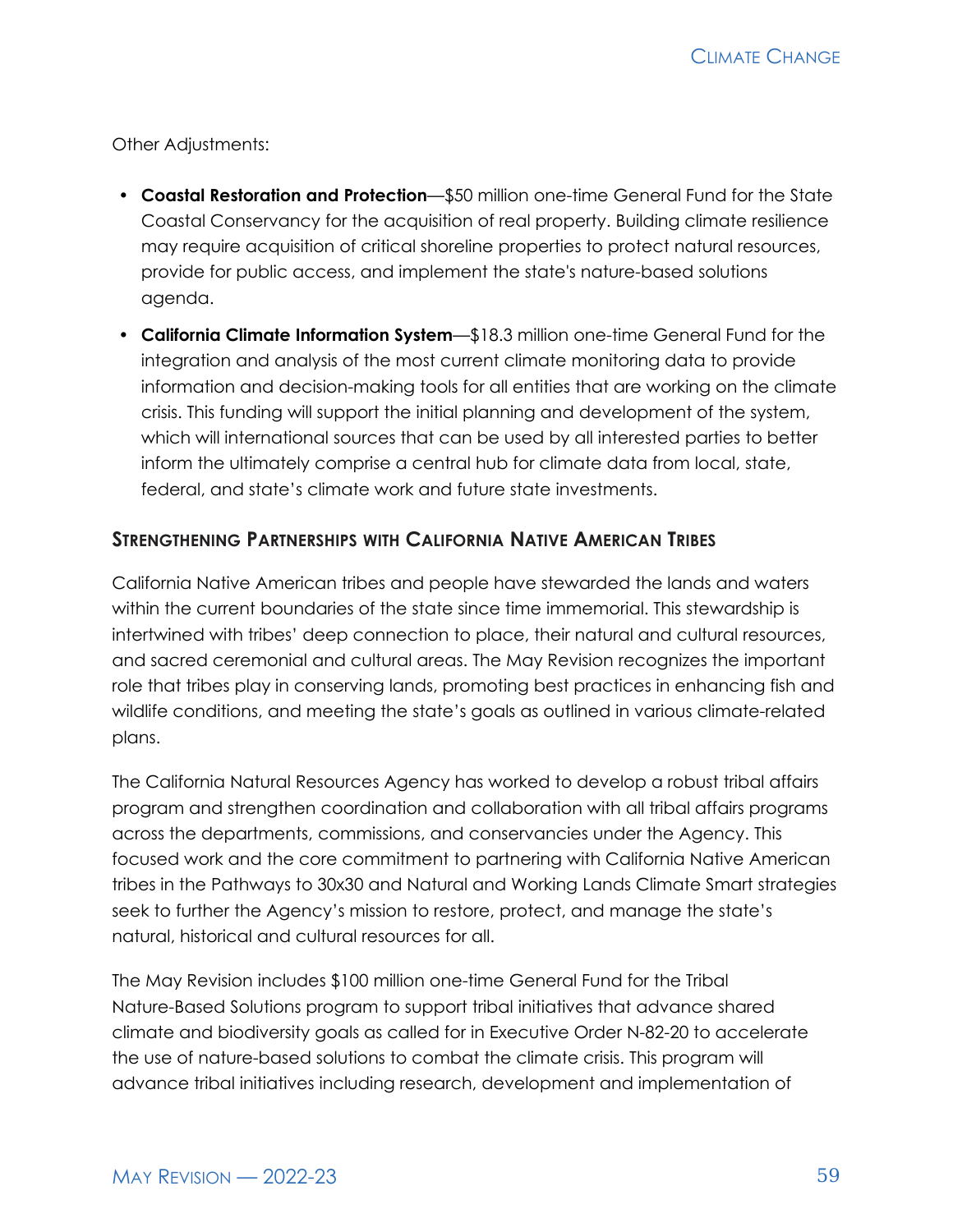Other Adjustments:

- **Coastal Restoration and Protection**—$50 million one-time General Fund for the State Coastal Conservancy for the acquisition of real property. Building climate resilience may require acquisition of critical shoreline properties to protect natural resources, provide for public access, and implement the state's nature-based solutions agenda.
- **California Climate Information System**—$18.3 million one-time General Fund for the integration and analysis of the most current climate monitoring data to provide information and decision-making tools for all entities that are working on the climate crisis. This funding will support the initial planning and development of the system, which will international sources that can be used by all interested parties to better inform the ultimately comprise a central hub for climate data from local, state, federal, and state's climate work and future state investments.

### Strengthening Partnerships with California Native American Tribes

California Native American tribes and people have stewarded the lands and waters within the current boundaries of the state since time immemorial. This stewardship is intertwined with tribes' deep connection to place, their natural and cultural resources, and sacred ceremonial and cultural areas. The May Revision recognizes the important role that tribes play in conserving lands, promoting best practices in enhancing fish and wildlife conditions, and meeting the state's goals as outlined in various climate-related plans.

The California Natural Resources Agency has worked to develop a robust tribal affairs program and strengthen coordination and collaboration with all tribal affairs programs across the departments, commissions, and conservancies under the Agency. This focused work and the core commitment to partnering with California Native American tribes in the Pathways to 30x30 and Natural and Working Lands Climate Smart strategies seek to further the Agency's mission to restore, protect, and manage the state's natural, historical and cultural resources for all.

The May Revision includes $100 million one-time General Fund for the Tribal Nature-Based Solutions program to support tribal initiatives that advance shared climate and biodiversity goals as called for in Executive Order N-82-20 to accelerate the use of nature-based solutions to combat the climate crisis. This program will advance tribal initiatives including research, development and implementation of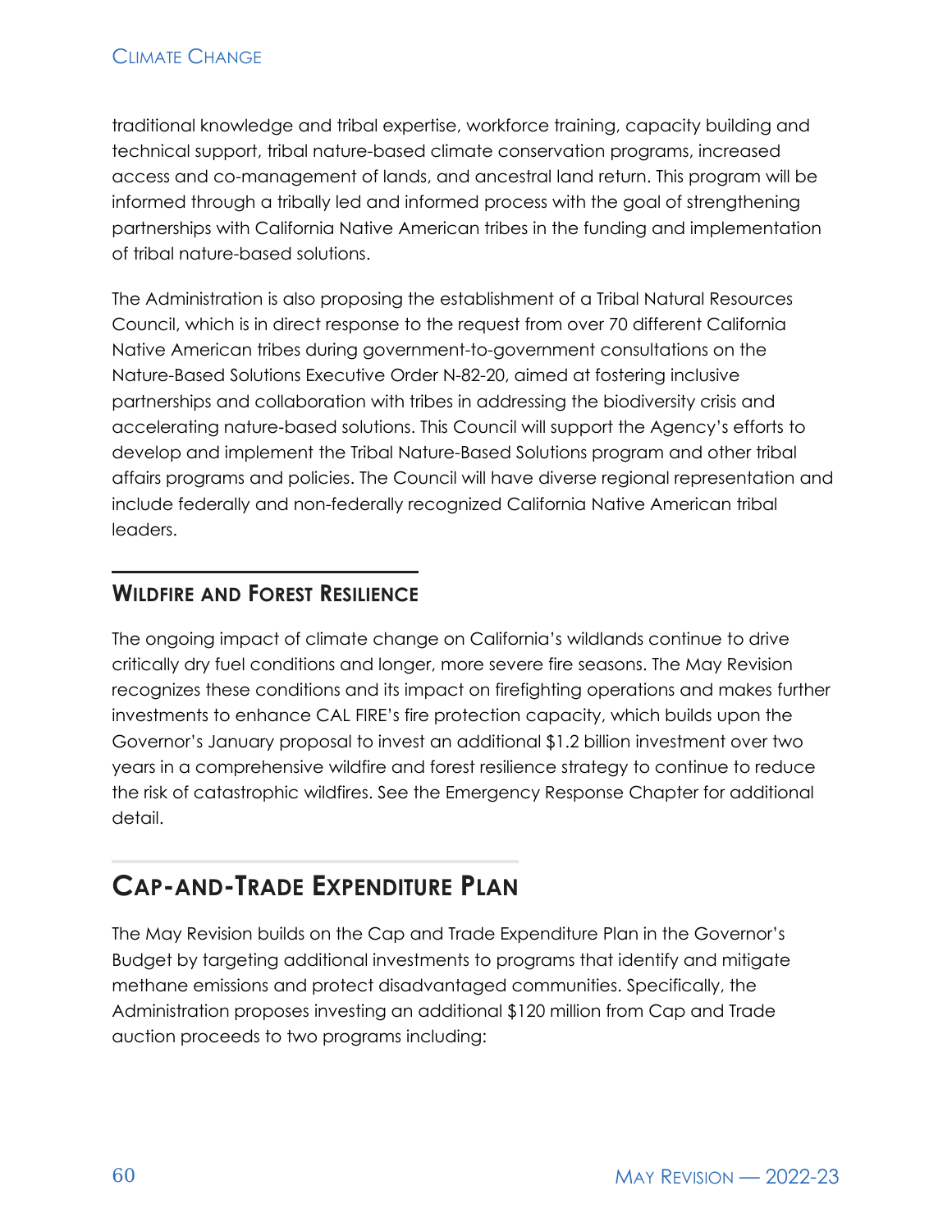traditional knowledge and tribal expertise, workforce training, capacity building and technical support, tribal nature-based climate conservation programs, increased access and co-management of lands, and ancestral land return. This program will be informed through a tribally led and informed process with the goal of strengthening partnerships with California Native American tribes in the funding and implementation of tribal nature-based solutions.

The Administration is also proposing the establishment of a Tribal Natural Resources Council, which is in direct response to the request from over 70 different California Native American tribes during government-to-government consultations on the Nature-Based Solutions Executive Order N-82-20, aimed at fostering inclusive partnerships and collaboration with tribes in addressing the biodiversity crisis and accelerating nature-based solutions. This Council will support the Agency's efforts to develop and implement the Tribal Nature-Based Solutions program and other tribal affairs programs and policies. The Council will have diverse regional representation and include federally and non-federally recognized California Native American tribal leaders.

### Wildfire and Forest Resilience

The ongoing impact of climate change on California's wildlands continue to drive critically dry fuel conditions and longer, more severe fire seasons. The May Revision recognizes these conditions and its impact on firefighting operations and makes further investments to enhance CAL FIRE's fire protection capacity, which builds upon the Governor's January proposal to invest an additional $1.2 billion investment over two years in a comprehensive wildfire and forest resilience strategy to continue to reduce the risk of catastrophic wildfires. See the Emergency Response Chapter for additional detail.

## Cap-and-Trade Expenditure Plan

The May Revision builds on the Cap and Trade Expenditure Plan in the Governor's Budget by targeting additional investments to programs that identify and mitigate methane emissions and protect disadvantaged communities. Specifically, the Administration proposes investing an additional $120 million from Cap and Trade auction proceeds to two programs including: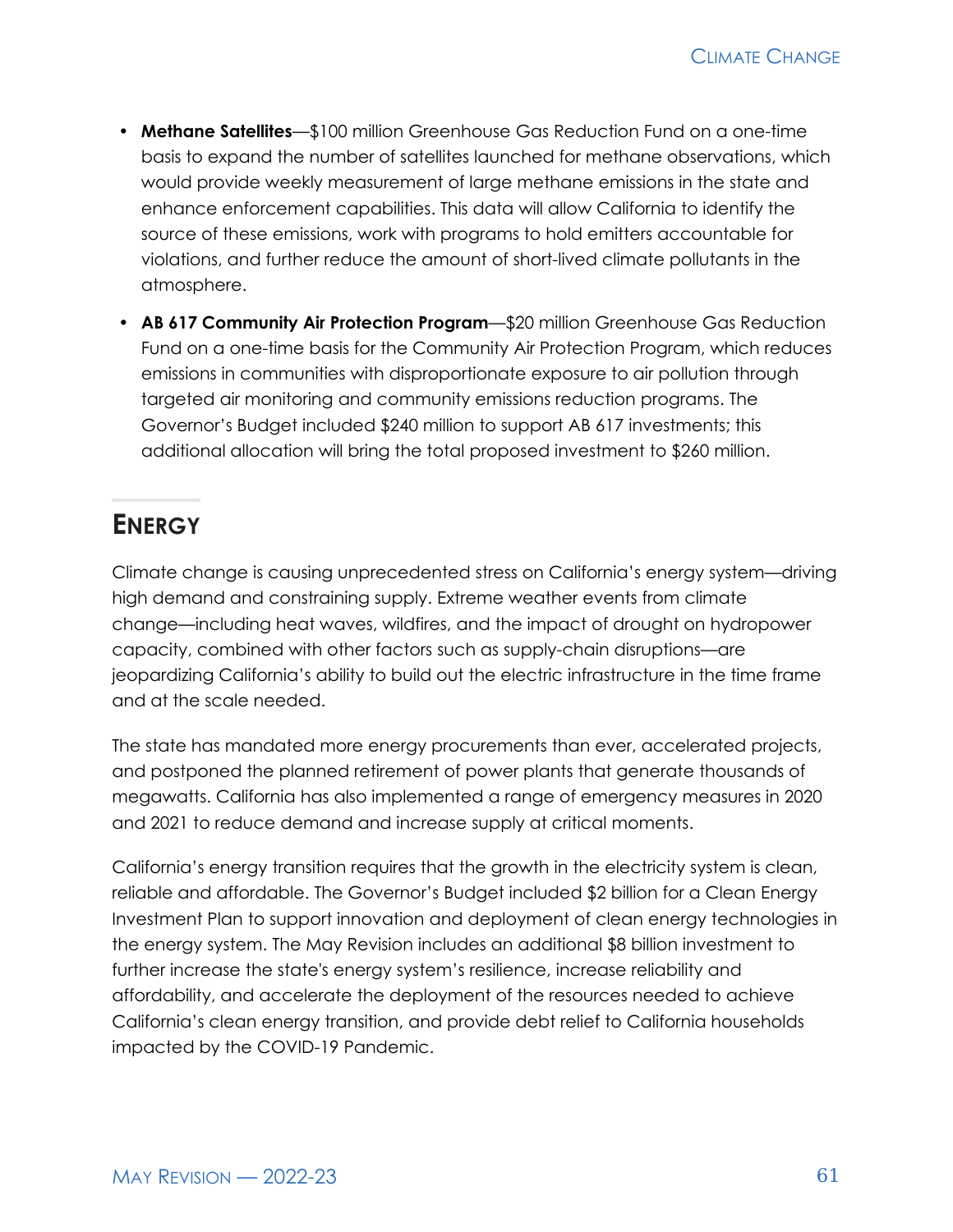- **Methane Satellites**—$100 million Greenhouse Gas Reduction Fund on a one-time basis to expand the number of satellites launched for methane observations, which would provide weekly measurement of large methane emissions in the state and enhance enforcement capabilities. This data will allow California to identify the source of these emissions, work with programs to hold emitters accountable for violations, and further reduce the amount of short-lived climate pollutants in the atmosphere.
- **AB 617 Community Air Protection Program**—$20 million Greenhouse Gas Reduction Fund on a one-time basis for the Community Air Protection Program, which reduces emissions in communities with disproportionate exposure to air pollution through targeted air monitoring and community emissions reduction programs. The Governor's Budget included $240 million to support AB 617 investments; this additional allocation will bring the total proposed investment to $260 million.

## Energy

Climate change is causing unprecedented stress on California's energy system—driving high demand and constraining supply. Extreme weather events from climate change—including heat waves, wildfires, and the impact of drought on hydropower capacity, combined with other factors such as supply-chain disruptions—are jeopardizing California's ability to build out the electric infrastructure in the time frame and at the scale needed.

The state has mandated more energy procurements than ever, accelerated projects, and postponed the planned retirement of power plants that generate thousands of megawatts. California has also implemented a range of emergency measures in 2020 and 2021 to reduce demand and increase supply at critical moments.

California's energy transition requires that the growth in the electricity system is clean, reliable and affordable. The Governor's Budget included $2 billion for a Clean Energy Investment Plan to support innovation and deployment of clean energy technologies in the energy system. The May Revision includes an additional $8 billion investment to further increase the state's energy system's resilience, increase reliability and affordability, and accelerate the deployment of the resources needed to achieve California's clean energy transition, and provide debt relief to California households impacted by the COVID-19 Pandemic.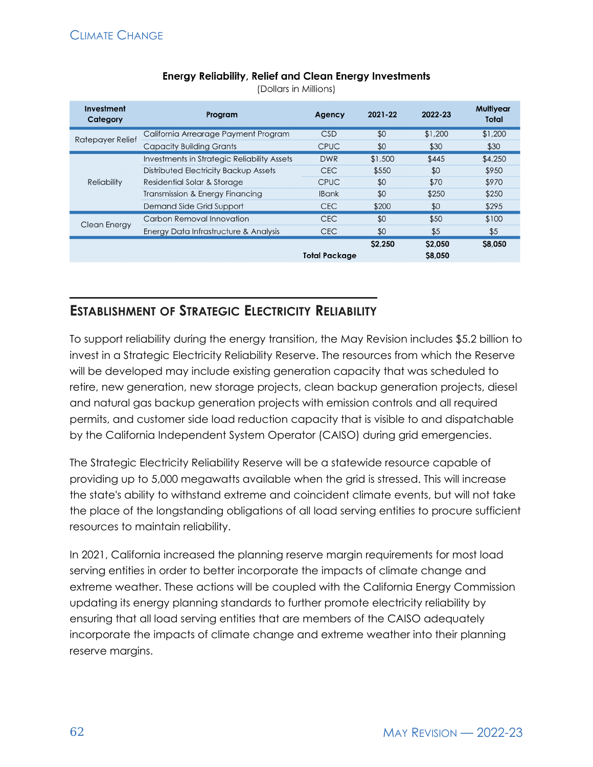**Energy Reliability, Relief and Clean Energy Investments**

(Dollars in Millions)

| Investment Category | Program | Agency | 2021-22 | 2022-23 | Multiyear Total |
|---|---|---|---|---|---|
| Ratepayer Relief | California Arrearage Payment Program | CSD | $0 | $1,200 | $1,200 |
| | Capacity Building Grants | CPUC | $0 | $30 | $30 |
| Reliability | Investments in Strategic Reliability Assets | DWR | $1,500 | $445 | $4,250 |
| | Distributed Electricity Backup Assets | CEC | $550 | $0 | $950 |
| | Residential Solar & Storage | CPUC | $0 | $70 | $970 |
| | Transmission & Energy Financing | IBank | $0 | $250 | $250 |
| | Demand Side Grid Support | CEC | $200 | $0 | $295 |
| Clean Energy | Carbon Removal Innovation | CEC | $0 | $50 | $100 |
| | Energy Data Infrastructure & Analysis | CEC | $0 | $5 | $5 |
| | | | $2,250 | $2,050 | $8,050 |
| | | Total Package | | $8,050 | |

## Establishment of Strategic Electricity Reliability

To support reliability during the energy transition, the May Revision includes $5.2 billion to invest in a Strategic Electricity Reliability Reserve. The resources from which the Reserve will be developed may include existing generation capacity that was scheduled to retire, new generation, new storage projects, clean backup generation projects, diesel and natural gas backup generation projects with emission controls and all required permits, and customer side load reduction capacity that is visible to and dispatchable by the California Independent System Operator (CAISO) during grid emergencies.

The Strategic Electricity Reliability Reserve will be a statewide resource capable of providing up to 5,000 megawatts available when the grid is stressed. This will increase the state's ability to withstand extreme and coincident climate events, but will not take the place of the longstanding obligations of all load serving entities to procure sufficient resources to maintain reliability.

In 2021, California increased the planning reserve margin requirements for most load serving entities in order to better incorporate the impacts of climate change and extreme weather. These actions will be coupled with the California Energy Commission updating its energy planning standards to further promote electricity reliability by ensuring that all load serving entities that are members of the CAISO adequately incorporate the impacts of climate change and extreme weather into their planning reserve margins.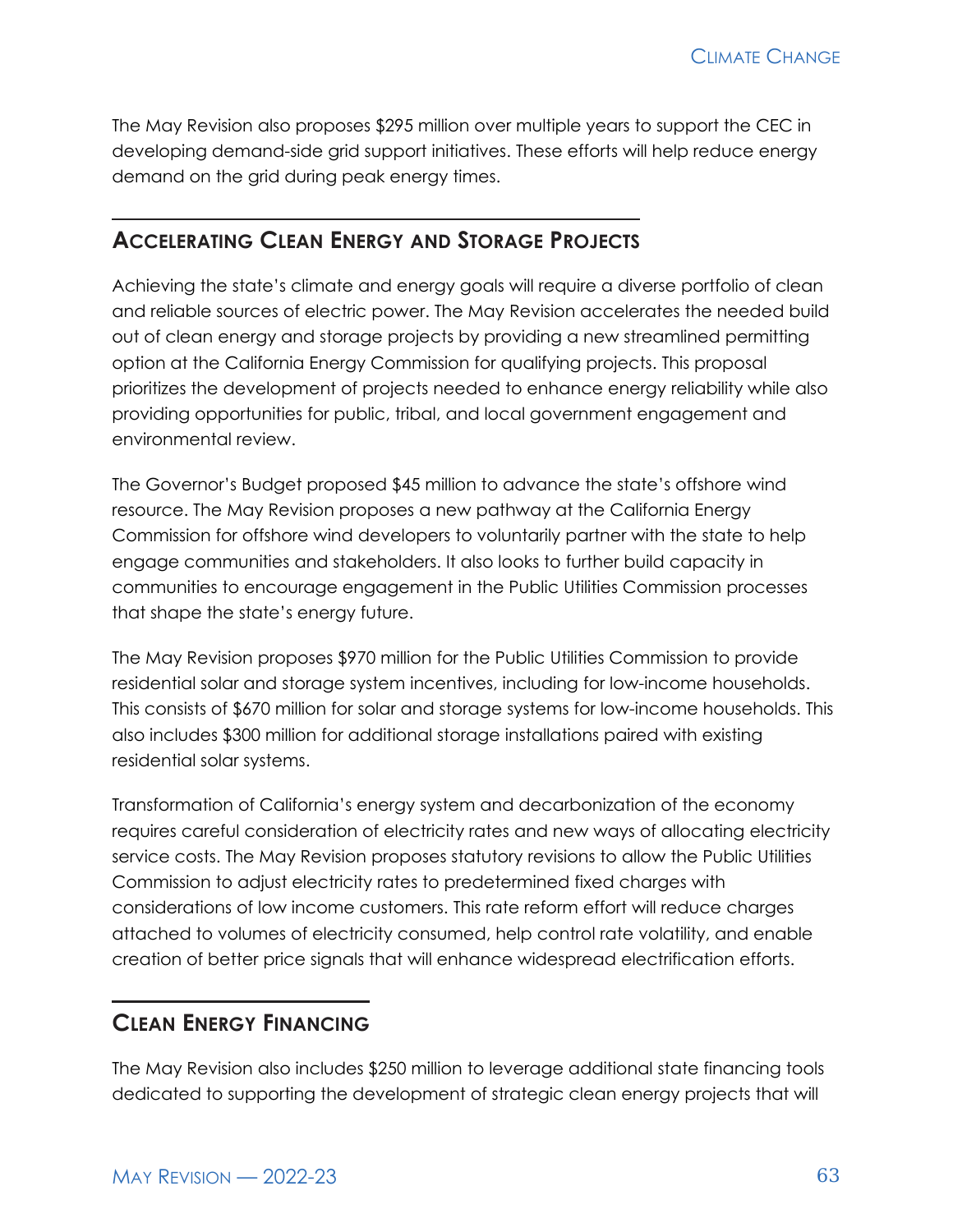The May Revision also proposes $295 million over multiple years to support the CEC in developing demand-side grid support initiatives. These efforts will help reduce energy demand on the grid during peak energy times.

## Accelerating Clean Energy and Storage Projects

Achieving the state's climate and energy goals will require a diverse portfolio of clean and reliable sources of electric power. The May Revision accelerates the needed build out of clean energy and storage projects by providing a new streamlined permitting option at the California Energy Commission for qualifying projects. This proposal prioritizes the development of projects needed to enhance energy reliability while also providing opportunities for public, tribal, and local government engagement and environmental review.

The Governor's Budget proposed $45 million to advance the state's offshore wind resource. The May Revision proposes a new pathway at the California Energy Commission for offshore wind developers to voluntarily partner with the state to help engage communities and stakeholders. It also looks to further build capacity in communities to encourage engagement in the Public Utilities Commission processes that shape the state's energy future.

The May Revision proposes $970 million for the Public Utilities Commission to provide residential solar and storage system incentives, including for low-income households. This consists of $670 million for solar and storage systems for low-income households. This also includes $300 million for additional storage installations paired with existing residential solar systems.

Transformation of California's energy system and decarbonization of the economy requires careful consideration of electricity rates and new ways of allocating electricity service costs. The May Revision proposes statutory revisions to allow the Public Utilities Commission to adjust electricity rates to predetermined fixed charges with considerations of low income customers. This rate reform effort will reduce charges attached to volumes of electricity consumed, help control rate volatility, and enable creation of better price signals that will enhance widespread electrification efforts.

## Clean Energy Financing

The May Revision also includes $250 million to leverage additional state financing tools dedicated to supporting the development of strategic clean energy projects that will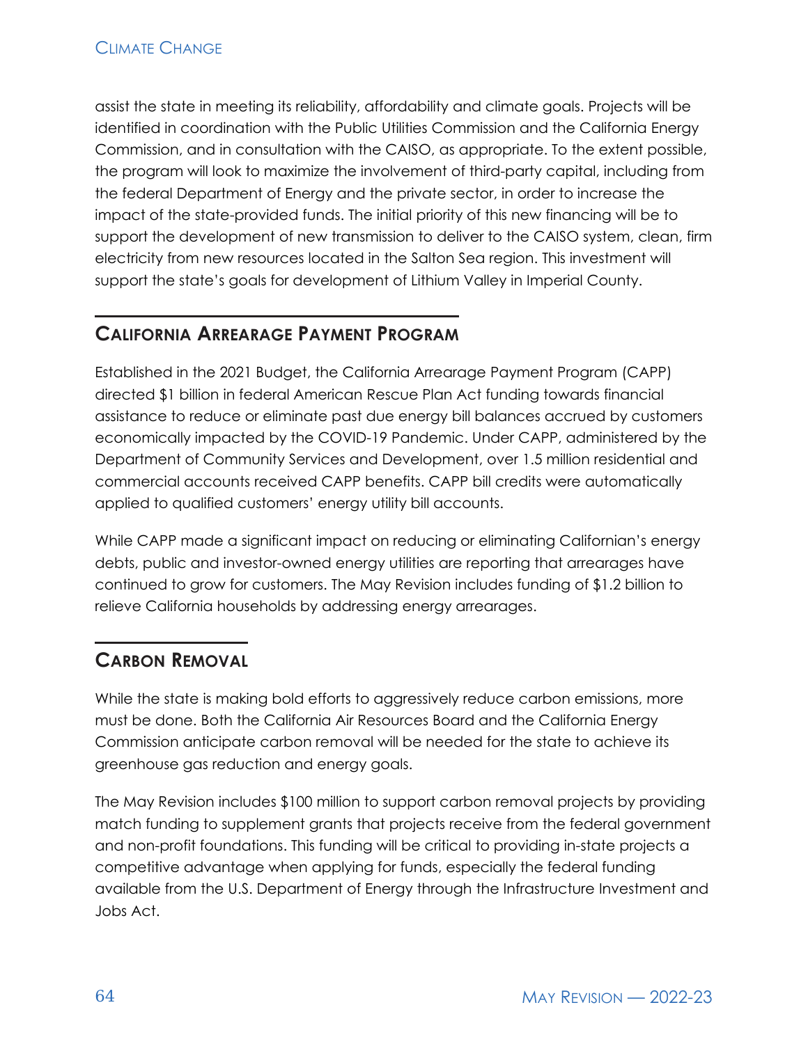assist the state in meeting its reliability, affordability and climate goals. Projects will be identified in coordination with the Public Utilities Commission and the California Energy Commission, and in consultation with the CAISO, as appropriate. To the extent possible, the program will look to maximize the involvement of third-party capital, including from the federal Department of Energy and the private sector, in order to increase the impact of the state-provided funds. The initial priority of this new financing will be to support the development of new transmission to deliver to the CAISO system, clean, firm electricity from new resources located in the Salton Sea region. This investment will support the state's goals for development of Lithium Valley in Imperial County.

## California Arrearage Payment Program

Established in the 2021 Budget, the California Arrearage Payment Program (CAPP) directed $1 billion in federal American Rescue Plan Act funding towards financial assistance to reduce or eliminate past due energy bill balances accrued by customers economically impacted by the COVID-19 Pandemic. Under CAPP, administered by the Department of Community Services and Development, over 1.5 million residential and commercial accounts received CAPP benefits. CAPP bill credits were automatically applied to qualified customers' energy utility bill accounts.

While CAPP made a significant impact on reducing or eliminating Californian's energy debts, public and investor-owned energy utilities are reporting that arrearages have continued to grow for customers. The May Revision includes funding of $1.2 billion to relieve California households by addressing energy arrearages.

## Carbon Removal

While the state is making bold efforts to aggressively reduce carbon emissions, more must be done. Both the California Air Resources Board and the California Energy Commission anticipate carbon removal will be needed for the state to achieve its greenhouse gas reduction and energy goals.

The May Revision includes $100 million to support carbon removal projects by providing match funding to supplement grants that projects receive from the federal government and non-profit foundations. This funding will be critical to providing in-state projects a competitive advantage when applying for funds, especially the federal funding available from the U.S. Department of Energy through the Infrastructure Investment and Jobs Act.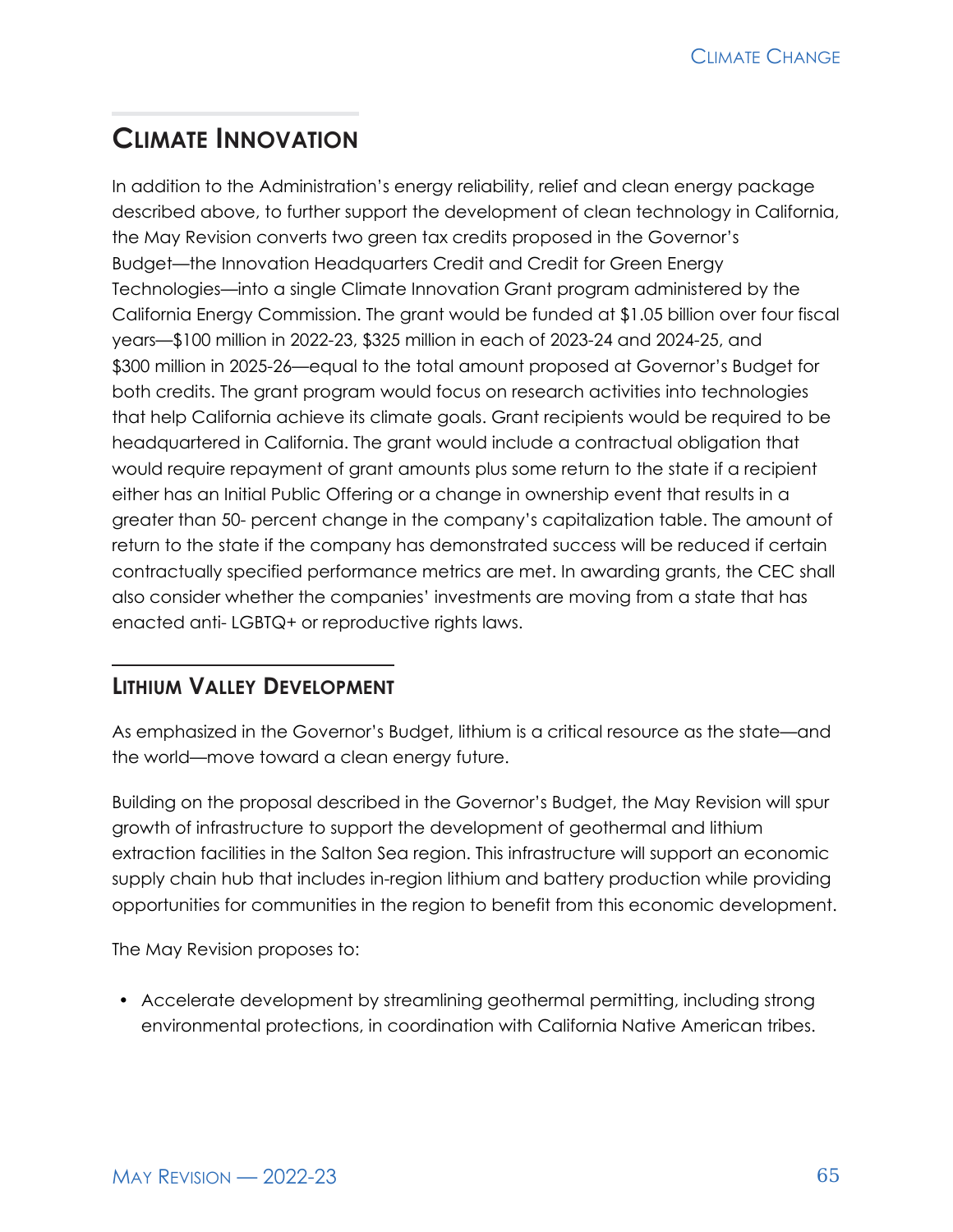## Climate Innovation

In addition to the Administration's energy reliability, relief and clean energy package described above, to further support the development of clean technology in California, the May Revision converts two green tax credits proposed in the Governor's Budget—the Innovation Headquarters Credit and Credit for Green Energy Technologies—into a single Climate Innovation Grant program administered by the California Energy Commission. The grant would be funded at $1.05 billion over four fiscal years—$100 million in 2022-23, $325 million in each of 2023-24 and 2024-25, and $300 million in 2025-26—equal to the total amount proposed at Governor's Budget for both credits. The grant program would focus on research activities into technologies that help California achieve its climate goals. Grant recipients would be required to be headquartered in California. The grant would include a contractual obligation that would require repayment of grant amounts plus some return to the state if a recipient either has an Initial Public Offering or a change in ownership event that results in a greater than 50- percent change in the company's capitalization table. The amount of return to the state if the company has demonstrated success will be reduced if certain contractually specified performance metrics are met. In awarding grants, the CEC shall also consider whether the companies' investments are moving from a state that has enacted anti- LGBTQ+ or reproductive rights laws.

### Lithium Valley Development

As emphasized in the Governor's Budget, lithium is a critical resource as the state—and the world—move toward a clean energy future.

Building on the proposal described in the Governor's Budget, the May Revision will spur growth of infrastructure to support the development of geothermal and lithium extraction facilities in the Salton Sea region. This infrastructure will support an economic supply chain hub that includes in-region lithium and battery production while providing opportunities for communities in the region to benefit from this economic development.

The May Revision proposes to:

- Accelerate development by streamlining geothermal permitting, including strong environmental protections, in coordination with California Native American tribes.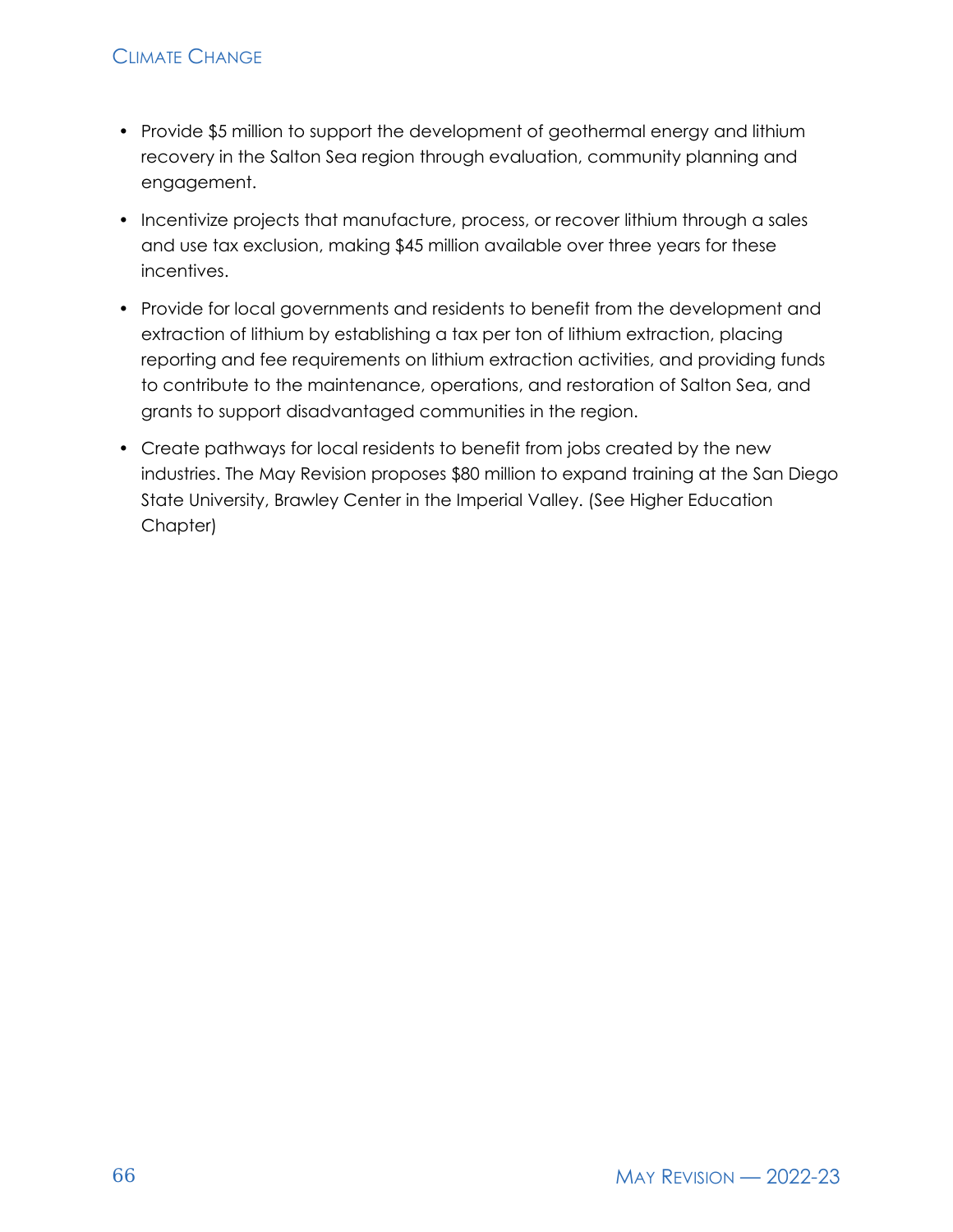- Provide $5 million to support the development of geothermal energy and lithium recovery in the Salton Sea region through evaluation, community planning and engagement.
- Incentivize projects that manufacture, process, or recover lithium through a sales and use tax exclusion, making $45 million available over three years for these incentives.
- Provide for local governments and residents to benefit from the development and extraction of lithium by establishing a tax per ton of lithium extraction, placing reporting and fee requirements on lithium extraction activities, and providing funds to contribute to the maintenance, operations, and restoration of Salton Sea, and grants to support disadvantaged communities in the region.
- Create pathways for local residents to benefit from jobs created by the new industries. The May Revision proposes $80 million to expand training at the San Diego State University, Brawley Center in the Imperial Valley. (See Higher Education Chapter)